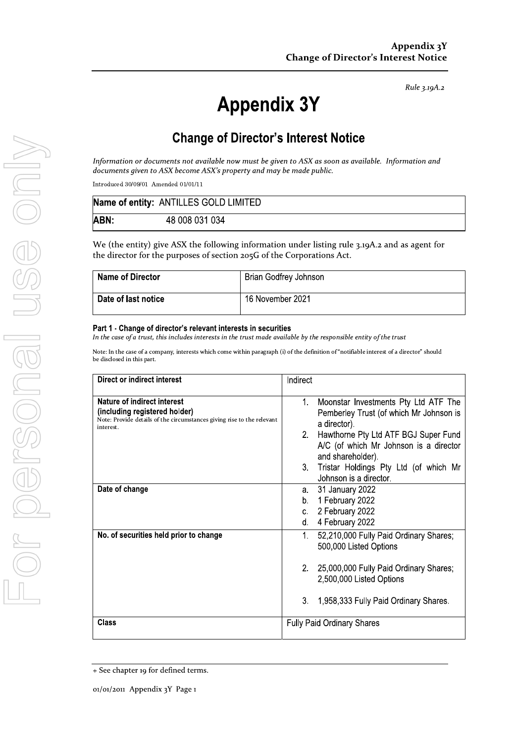Rule 3.19A.2

# Appendix 3Y

## Change of Director's Interest Notice

*Information or documents not available now must be given to ASX as soon as available. Information and documents given to ASX become ASX's property and may be made public.*

Introduced 30/09/01 Amended 01/01/11

| **Name of entity:** | ANTILLES GOLD LIMITED |
|---|---|
| **ABN:** | 48 008 031 034 |

We (the entity) give ASX the following information under listing rule 3.19A.2 and as agent for the director for the purposes of section 205G of the Corporations Act.

| **Name of Director** | Brian Godfrey Johnson |
|---|---|
| **Date of last notice** | 16 November 2021 |

**Part 1 - Change of director's relevant interests in securities**

*In the case of a trust, this includes interests in the trust made available by the responsible entity of the trust*

Note: In the case of a company, interests which come within paragraph (i) of the definition of "notifiable interest of a director" should be disclosed in this part.

| **Direct or indirect interest** | Indirect |
|---|---|
| **Nature of indirect interest (including registered holder)** Note: Provide details of the circumstances giving rise to the relevant interest. | 1. Moonstar Investments Pty Ltd ATF The Pemberley Trust (of which Mr Johnson is a director). 2. Hawthorne Pty Ltd ATF BGJ Super Fund A/C (of which Mr Johnson is a director and shareholder). 3. Tristar Holdings Pty Ltd (of which Mr Johnson is a director. |
| **Date of change** | a. 31 January 2022 b. 1 February 2022 c. 2 February 2022 d. 4 February 2022 |
| **No. of securities held prior to change** | 1. 52,210,000 Fully Paid Ordinary Shares; 500,000 Listed Options 2. 25,000,000 Fully Paid Ordinary Shares; 2,500,000 Listed Options 3. 1,958,333 Fully Paid Ordinary Shares. |
| **Class** | Fully Paid Ordinary Shares |

+ See chapter 19 for defined terms.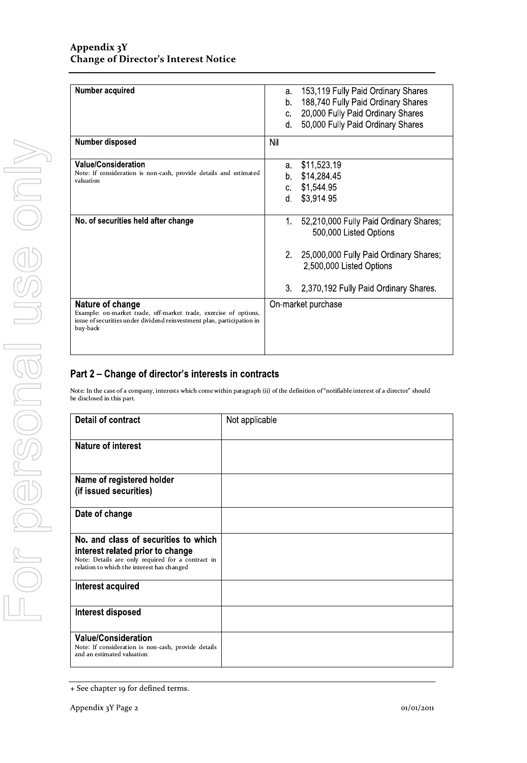| Number acquired | a. 153,119 Fully Paid Ordinary Shares<br>b. 188,740 Fully Paid Ordinary Shares<br>c. 20,000 Fully Paid Ordinary Shares<br>d. 50,000 Fully Paid Ordinary Shares |
|---|---|
| **Number disposed** | Nil |
| **Value/Consideration**<br>Note: If consideration is non-cash, provide details and estimated valuation | a. $11,523.19<br>b. $14,284.45<br>c. $1,544.95<br>d. $3,914.95 |
| **No. of securities held after change** | 1. 52,210,000 Fully Paid Ordinary Shares; 500,000 Listed Options<br>2. 25,000,000 Fully Paid Ordinary Shares; 2,500,000 Listed Options<br>3. 2,370,192 Fully Paid Ordinary Shares. |
| **Nature of change**<br>Example: on-market trade, off-market trade, exercise of options, issue of securities under dividend reinvestment plan, participation in buy-back | On-market purchase |

## Part 2 – Change of director's interests in contracts

Note: In the case of a company, interests which come within paragraph (ii) of the definition of "notifiable interest of a director" should be disclosed in this part.

| Detail of contract | Not applicable |
|---|---|
| **Nature of interest** | |
| **Name of registered holder (if issued securities)** | |
| **Date of change** | |
| **No. and class of securities to which interest related prior to change**<br>Note: Details are only required for a contract in relation to which the interest has changed | |
| **Interest acquired** | |
| **Interest disposed** | |
| **Value/Consideration**<br>Note: If consideration is non-cash, provide details and an estimated valuation | |

+ See chapter 19 for defined terms.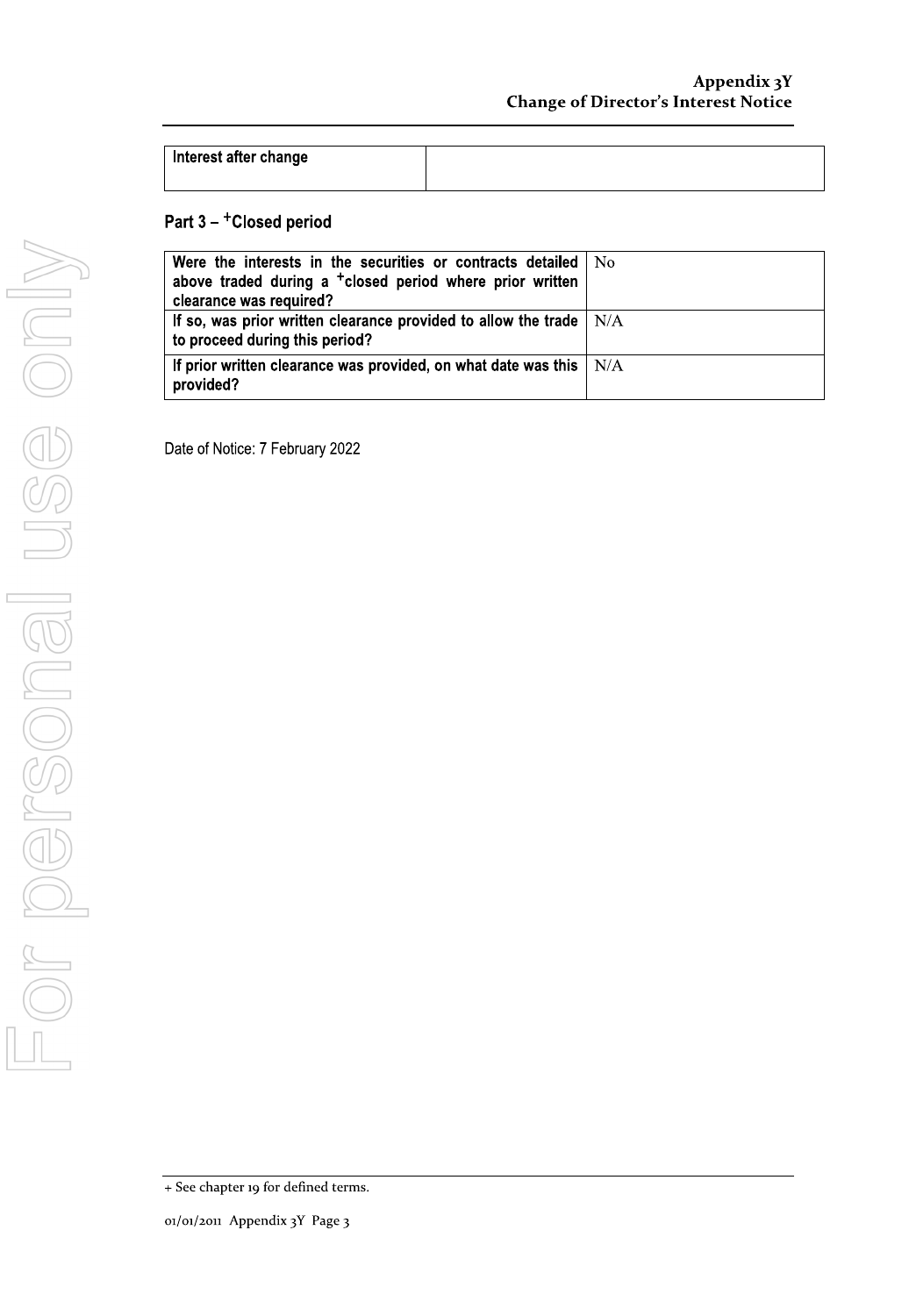| | |
|---|---|
| Interest after change | |

## Part 3 – +Closed period

| | |
|---|---|
| Were the interests in the securities or contracts detailed above traded during a +closed period where prior written clearance was required? | No |
| If so, was prior written clearance provided to allow the trade to proceed during this period? | N/A |
| If prior written clearance was provided, on what date was this provided? | N/A |

Date of Notice: 7 February 2022

+ See chapter 19 for defined terms.